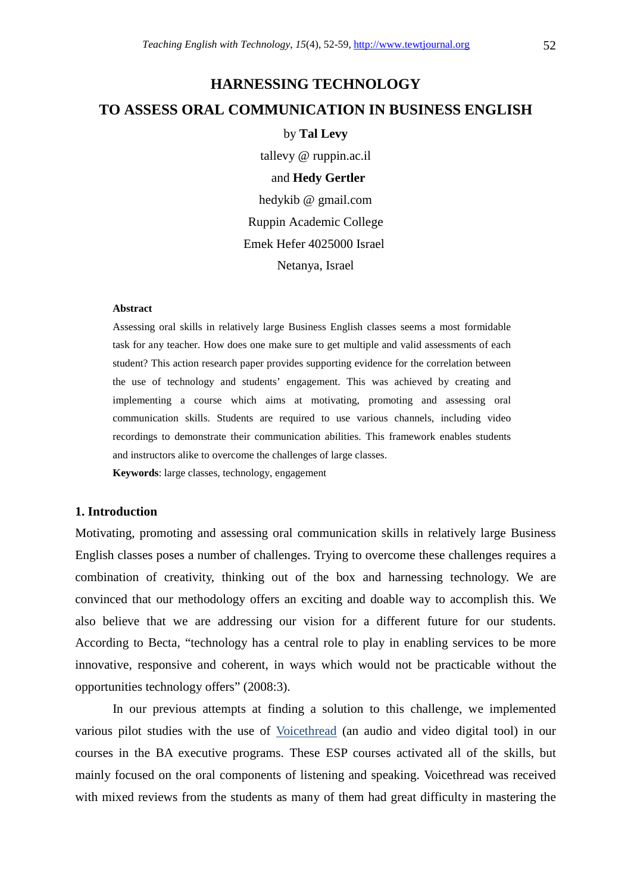# HARNESSING TECHNOLOGY
# TO ASSESS ORAL COMMUNICATION IN BUSINESS ENGLISH

by **Tal Levy**

tallevy @ ruppin.ac.il

and **Hedy Gertler**

hedykib @ gmail.com

Ruppin Academic College

Emek Hefer 4025000 Israel

Netanya, Israel

**Abstract**

Assessing oral skills in relatively large Business English classes seems a most formidable task for any teacher. How does one make sure to get multiple and valid assessments of each student? This action research paper provides supporting evidence for the correlation between the use of technology and students' engagement. This was achieved by creating and implementing a course which aims at motivating, promoting and assessing oral communication skills. Students are required to use various channels, including video recordings to demonstrate their communication abilities. This framework enables students and instructors alike to overcome the challenges of large classes.

**Keywords**: large classes, technology, engagement

## 1. Introduction

Motivating, promoting and assessing oral communication skills in relatively large Business English classes poses a number of challenges. Trying to overcome these challenges requires a combination of creativity, thinking out of the box and harnessing technology. We are convinced that our methodology offers an exciting and doable way to accomplish this. We also believe that we are addressing our vision for a different future for our students. According to Becta, "technology has a central role to play in enabling services to be more innovative, responsive and coherent, in ways which would not be practicable without the opportunities technology offers" (2008:3).

In our previous attempts at finding a solution to this challenge, we implemented various pilot studies with the use of Voicethread (an audio and video digital tool) in our courses in the BA executive programs. These ESP courses activated all of the skills, but mainly focused on the oral components of listening and speaking. Voicethread was received with mixed reviews from the students as many of them had great difficulty in mastering the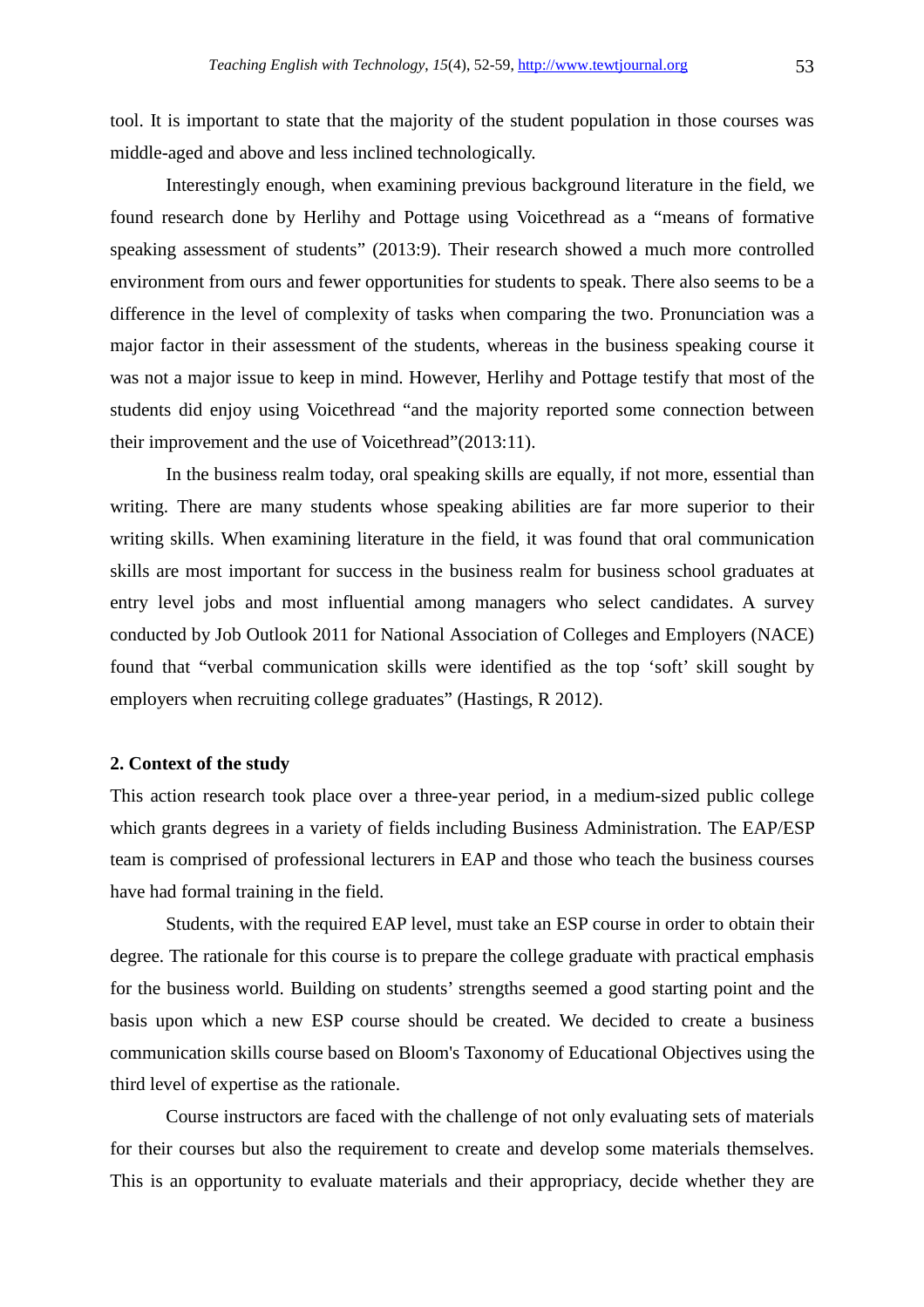tool. It is important to state that the majority of the student population in those courses was middle-aged and above and less inclined technologically.

Interestingly enough, when examining previous background literature in the field, we found research done by Herlihy and Pottage using Voicethread as a "means of formative speaking assessment of students" (2013:9). Their research showed a much more controlled environment from ours and fewer opportunities for students to speak. There also seems to be a difference in the level of complexity of tasks when comparing the two. Pronunciation was a major factor in their assessment of the students, whereas in the business speaking course it was not a major issue to keep in mind. However, Herlihy and Pottage testify that most of the students did enjoy using Voicethread "and the majority reported some connection between their improvement and the use of Voicethread"(2013:11).

In the business realm today, oral speaking skills are equally, if not more, essential than writing. There are many students whose speaking abilities are far more superior to their writing skills. When examining literature in the field, it was found that oral communication skills are most important for success in the business realm for business school graduates at entry level jobs and most influential among managers who select candidates. A survey conducted by Job Outlook 2011 for National Association of Colleges and Employers (NACE) found that "verbal communication skills were identified as the top 'soft' skill sought by employers when recruiting college graduates" (Hastings, R 2012).

## 2. Context of the study

This action research took place over a three-year period, in a medium-sized public college which grants degrees in a variety of fields including Business Administration. The EAP/ESP team is comprised of professional lecturers in EAP and those who teach the business courses have had formal training in the field.

Students, with the required EAP level, must take an ESP course in order to obtain their degree. The rationale for this course is to prepare the college graduate with practical emphasis for the business world. Building on students' strengths seemed a good starting point and the basis upon which a new ESP course should be created. We decided to create a business communication skills course based on Bloom's Taxonomy of Educational Objectives using the third level of expertise as the rationale.

Course instructors are faced with the challenge of not only evaluating sets of materials for their courses but also the requirement to create and develop some materials themselves. This is an opportunity to evaluate materials and their appropriacy, decide whether they are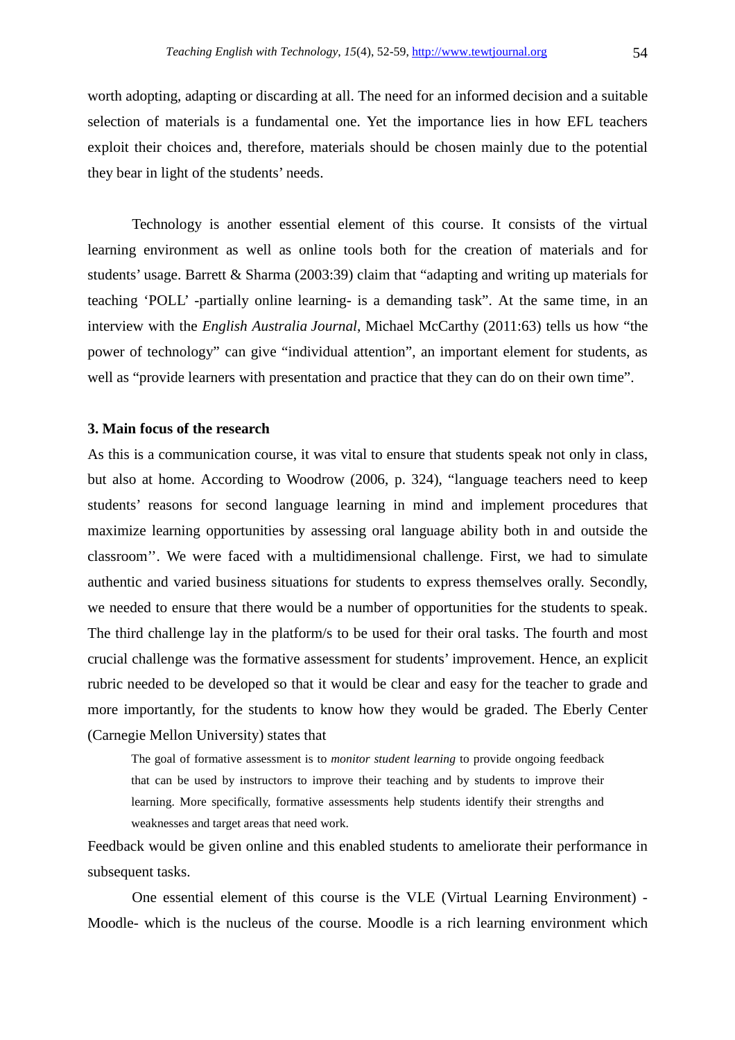worth adopting, adapting or discarding at all. The need for an informed decision and a suitable selection of materials is a fundamental one. Yet the importance lies in how EFL teachers exploit their choices and, therefore, materials should be chosen mainly due to the potential they bear in light of the students' needs.

Technology is another essential element of this course. It consists of the virtual learning environment as well as online tools both for the creation of materials and for students' usage. Barrett & Sharma (2003:39) claim that "adapting and writing up materials for teaching 'POLL' -partially online learning- is a demanding task". At the same time, in an interview with the *English Australia Journal*, Michael McCarthy (2011:63) tells us how "the power of technology" can give "individual attention", an important element for students, as well as "provide learners with presentation and practice that they can do on their own time".

### 3. Main focus of the research

As this is a communication course, it was vital to ensure that students speak not only in class, but also at home. According to Woodrow (2006, p. 324), "language teachers need to keep students' reasons for second language learning in mind and implement procedures that maximize learning opportunities by assessing oral language ability both in and outside the classroom''. We were faced with a multidimensional challenge. First, we had to simulate authentic and varied business situations for students to express themselves orally. Secondly, we needed to ensure that there would be a number of opportunities for the students to speak. The third challenge lay in the platform/s to be used for their oral tasks. The fourth and most crucial challenge was the formative assessment for students' improvement. Hence, an explicit rubric needed to be developed so that it would be clear and easy for the teacher to grade and more importantly, for the students to know how they would be graded. The Eberly Center (Carnegie Mellon University) states that

> The goal of formative assessment is to *monitor student learning* to provide ongoing feedback that can be used by instructors to improve their teaching and by students to improve their learning. More specifically, formative assessments help students identify their strengths and weaknesses and target areas that need work.

Feedback would be given online and this enabled students to ameliorate their performance in subsequent tasks.

One essential element of this course is the VLE (Virtual Learning Environment) - Moodle- which is the nucleus of the course. Moodle is a rich learning environment which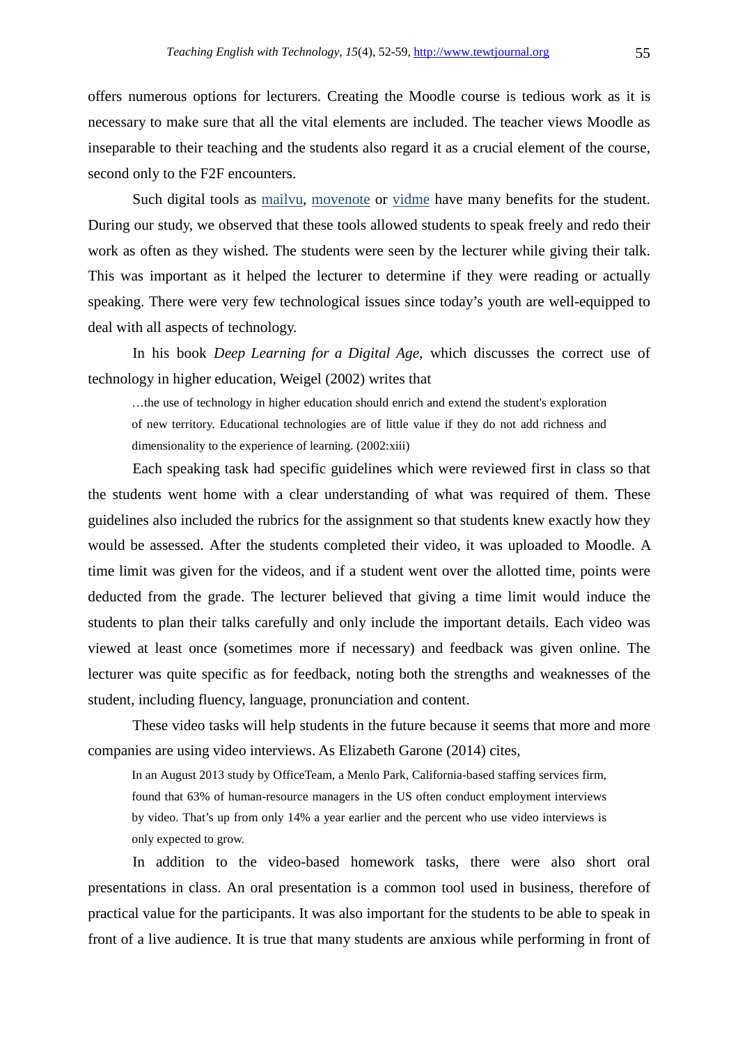offers numerous options for lecturers. Creating the Moodle course is tedious work as it is necessary to make sure that all the vital elements are included. The teacher views Moodle as inseparable to their teaching and the students also regard it as a crucial element of the course, second only to the F2F encounters.

Such digital tools as mailvu, movenote or vidme have many benefits for the student. During our study, we observed that these tools allowed students to speak freely and redo their work as often as they wished. The students were seen by the lecturer while giving their talk. This was important as it helped the lecturer to determine if they were reading or actually speaking. There were very few technological issues since today's youth are well-equipped to deal with all aspects of technology.

In his book *Deep Learning for a Digital Age*, which discusses the correct use of technology in higher education, Weigel (2002) writes that

> …the use of technology in higher education should enrich and extend the student's exploration of new territory. Educational technologies are of little value if they do not add richness and dimensionality to the experience of learning. (2002:xiii)

Each speaking task had specific guidelines which were reviewed first in class so that the students went home with a clear understanding of what was required of them. These guidelines also included the rubrics for the assignment so that students knew exactly how they would be assessed. After the students completed their video, it was uploaded to Moodle. A time limit was given for the videos, and if a student went over the allotted time, points were deducted from the grade. The lecturer believed that giving a time limit would induce the students to plan their talks carefully and only include the important details. Each video was viewed at least once (sometimes more if necessary) and feedback was given online. The lecturer was quite specific as for feedback, noting both the strengths and weaknesses of the student, including fluency, language, pronunciation and content.

These video tasks will help students in the future because it seems that more and more companies are using video interviews. As Elizabeth Garone (2014) cites,

> In an August 2013 study by OfficeTeam, a Menlo Park, California-based staffing services firm, found that 63% of human-resource managers in the US often conduct employment interviews by video. That's up from only 14% a year earlier and the percent who use video interviews is only expected to grow.

In addition to the video-based homework tasks, there were also short oral presentations in class. An oral presentation is a common tool used in business, therefore of practical value for the participants. It was also important for the students to be able to speak in front of a live audience. It is true that many students are anxious while performing in front of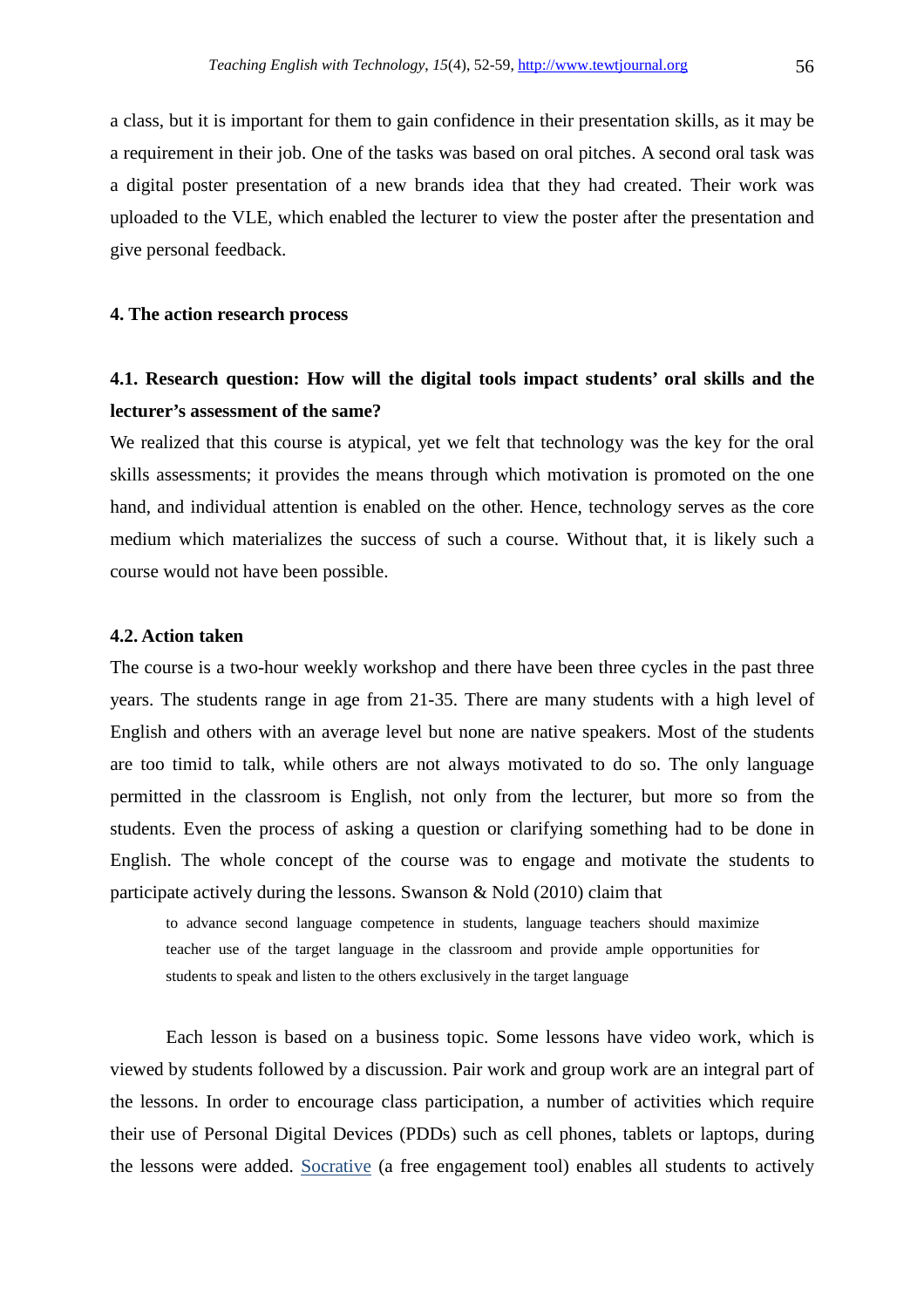a class, but it is important for them to gain confidence in their presentation skills, as it may be a requirement in their job. One of the tasks was based on oral pitches. A second oral task was a digital poster presentation of a new brands idea that they had created. Their work was uploaded to the VLE, which enabled the lecturer to view the poster after the presentation and give personal feedback.

## 4. The action research process

### 4.1. Research question: How will the digital tools impact students' oral skills and the lecturer's assessment of the same?

We realized that this course is atypical, yet we felt that technology was the key for the oral skills assessments; it provides the means through which motivation is promoted on the one hand, and individual attention is enabled on the other. Hence, technology serves as the core medium which materializes the success of such a course. Without that, it is likely such a course would not have been possible.

### 4.2. Action taken

The course is a two-hour weekly workshop and there have been three cycles in the past three years. The students range in age from 21-35. There are many students with a high level of English and others with an average level but none are native speakers. Most of the students are too timid to talk, while others are not always motivated to do so. The only language permitted in the classroom is English, not only from the lecturer, but more so from the students. Even the process of asking a question or clarifying something had to be done in English. The whole concept of the course was to engage and motivate the students to participate actively during the lessons. Swanson & Nold (2010) claim that

> to advance second language competence in students, language teachers should maximize teacher use of the target language in the classroom and provide ample opportunities for students to speak and listen to the others exclusively in the target language

Each lesson is based on a business topic. Some lessons have video work, which is viewed by students followed by a discussion. Pair work and group work are an integral part of the lessons. In order to encourage class participation, a number of activities which require their use of Personal Digital Devices (PDDs) such as cell phones, tablets or laptops, during the lessons were added. Socrative (a free engagement tool) enables all students to actively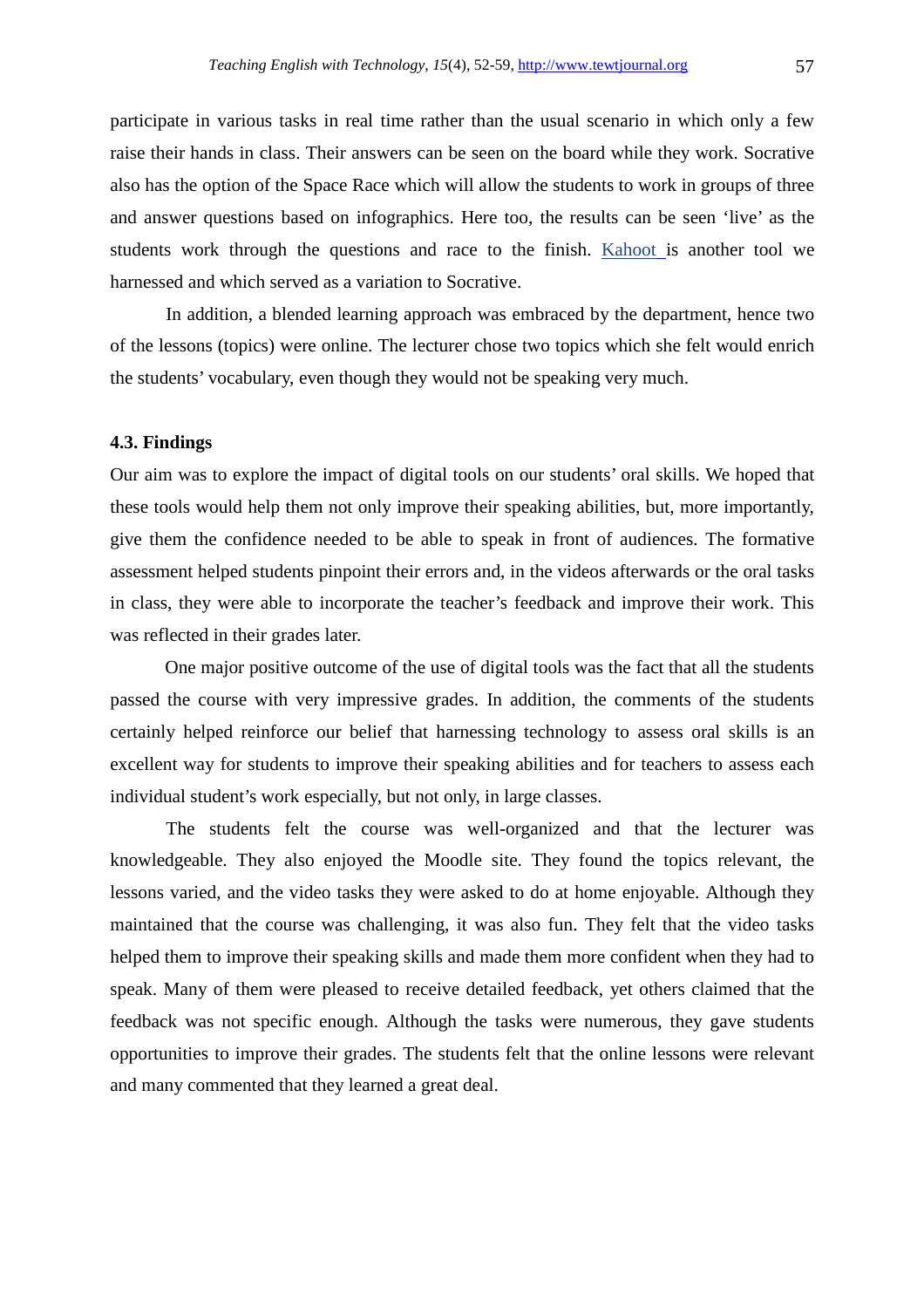participate in various tasks in real time rather than the usual scenario in which only a few raise their hands in class. Their answers can be seen on the board while they work. Socrative also has the option of the Space Race which will allow the students to work in groups of three and answer questions based on infographics. Here too, the results can be seen 'live' as the students work through the questions and race to the finish. Kahoot is another tool we harnessed and which served as a variation to Socrative.

In addition, a blended learning approach was embraced by the department, hence two of the lessons (topics) were online. The lecturer chose two topics which she felt would enrich the students' vocabulary, even though they would not be speaking very much.

### 4.3. Findings

Our aim was to explore the impact of digital tools on our students' oral skills. We hoped that these tools would help them not only improve their speaking abilities, but, more importantly, give them the confidence needed to be able to speak in front of audiences. The formative assessment helped students pinpoint their errors and, in the videos afterwards or the oral tasks in class, they were able to incorporate the teacher's feedback and improve their work. This was reflected in their grades later.

One major positive outcome of the use of digital tools was the fact that all the students passed the course with very impressive grades. In addition, the comments of the students certainly helped reinforce our belief that harnessing technology to assess oral skills is an excellent way for students to improve their speaking abilities and for teachers to assess each individual student's work especially, but not only, in large classes.

The students felt the course was well-organized and that the lecturer was knowledgeable. They also enjoyed the Moodle site. They found the topics relevant, the lessons varied, and the video tasks they were asked to do at home enjoyable. Although they maintained that the course was challenging, it was also fun. They felt that the video tasks helped them to improve their speaking skills and made them more confident when they had to speak. Many of them were pleased to receive detailed feedback, yet others claimed that the feedback was not specific enough. Although the tasks were numerous, they gave students opportunities to improve their grades. The students felt that the online lessons were relevant and many commented that they learned a great deal.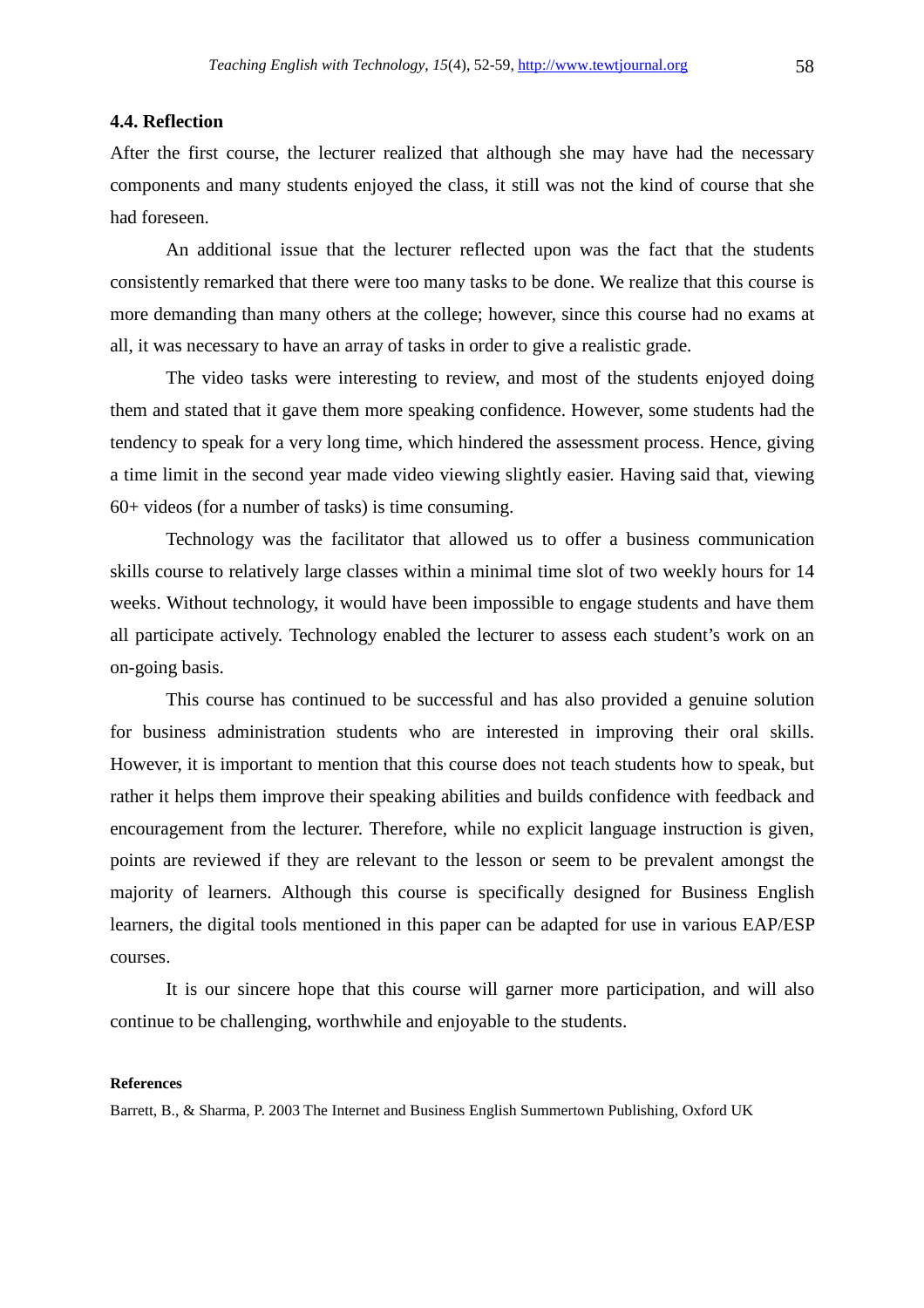### 4.4. Reflection

After the first course, the lecturer realized that although she may have had the necessary components and many students enjoyed the class, it still was not the kind of course that she had foreseen.

An additional issue that the lecturer reflected upon was the fact that the students consistently remarked that there were too many tasks to be done. We realize that this course is more demanding than many others at the college; however, since this course had no exams at all, it was necessary to have an array of tasks in order to give a realistic grade.

The video tasks were interesting to review, and most of the students enjoyed doing them and stated that it gave them more speaking confidence. However, some students had the tendency to speak for a very long time, which hindered the assessment process. Hence, giving a time limit in the second year made video viewing slightly easier. Having said that, viewing 60+ videos (for a number of tasks) is time consuming.

Technology was the facilitator that allowed us to offer a business communication skills course to relatively large classes within a minimal time slot of two weekly hours for 14 weeks. Without technology, it would have been impossible to engage students and have them all participate actively. Technology enabled the lecturer to assess each student's work on an on-going basis.

This course has continued to be successful and has also provided a genuine solution for business administration students who are interested in improving their oral skills. However, it is important to mention that this course does not teach students how to speak, but rather it helps them improve their speaking abilities and builds confidence with feedback and encouragement from the lecturer. Therefore, while no explicit language instruction is given, points are reviewed if they are relevant to the lesson or seem to be prevalent amongst the majority of learners. Although this course is specifically designed for Business English learners, the digital tools mentioned in this paper can be adapted for use in various EAP/ESP courses.

It is our sincere hope that this course will garner more participation, and will also continue to be challenging, worthwhile and enjoyable to the students.

#### References

Barrett, B., & Sharma, P. 2003 The Internet and Business English Summertown Publishing, Oxford UK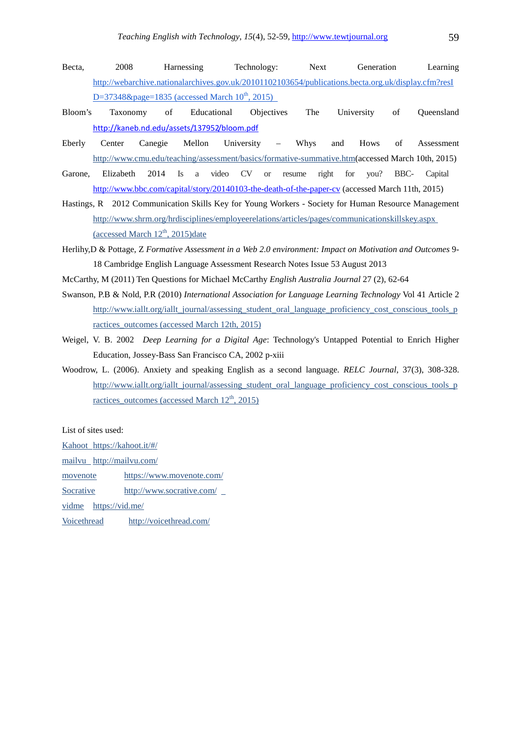Becta, 2008 Harnessing Technology: Next Generation Learning http://webarchive.nationalarchives.gov.uk/20101102103654/publications.becta.org.uk/display.cfm?resID=37348&page=1835 (accessed March 10th, 2015)

Bloom's Taxonomy of Educational Objectives The University of Queensland http://kaneb.nd.edu/assets/137952/bloom.pdf

Eberly Center Canegie Mellon University – Whys and Hows of Assessment http://www.cmu.edu/teaching/assessment/basics/formative-summative.htm(accessed March 10th, 2015)

Garone, Elizabeth 2014 Is a video CV or resume right for you? BBC- Capital http://www.bbc.com/capital/story/20140103-the-death-of-the-paper-cv (accessed March 11th, 2015)

Hastings, R 2012 Communication Skills Key for Young Workers - Society for Human Resource Management http://www.shrm.org/hrdisciplines/employeerelations/articles/pages/communicationskillskey.aspx (accessed March 12th, 2015)date

Herlihy,D & Pottage, Z *Formative Assessment in a Web 2.0 environment: Impact on Motivation and Outcomes* 9-18 Cambridge English Language Assessment Research Notes Issue 53 August 2013

McCarthy, M (2011) Ten Questions for Michael McCarthy *English Australia Journal* 27 (2), 62-64

Swanson, P.B & Nold, P.R (2010) *International Association for Language Learning Technology* Vol 41 Article 2 http://www.iallt.org/iallt_journal/assessing_student_oral_language_proficiency_cost_conscious_tools_practices_outcomes (accessed March 12th, 2015)

Weigel, V. B. 2002 *Deep Learning for a Digital Age*: Technology's Untapped Potential to Enrich Higher Education, Jossey-Bass San Francisco CA, 2002 p-xiii

Woodrow, L. (2006). Anxiety and speaking English as a second language. *RELC Journal*, 37(3), 308-328. http://www.iallt.org/iallt_journal/assessing_student_oral_language_proficiency_cost_conscious_tools_practices_outcomes (accessed March 12th, 2015)

List of sites used:

Kahoot https://kahoot.it/#/

mailvu http://mailvu.com/

movenote https://www.movenote.com/

Socrative http://www.socrative.com/

vidme https://vid.me/

Voicethread http://voicethread.com/